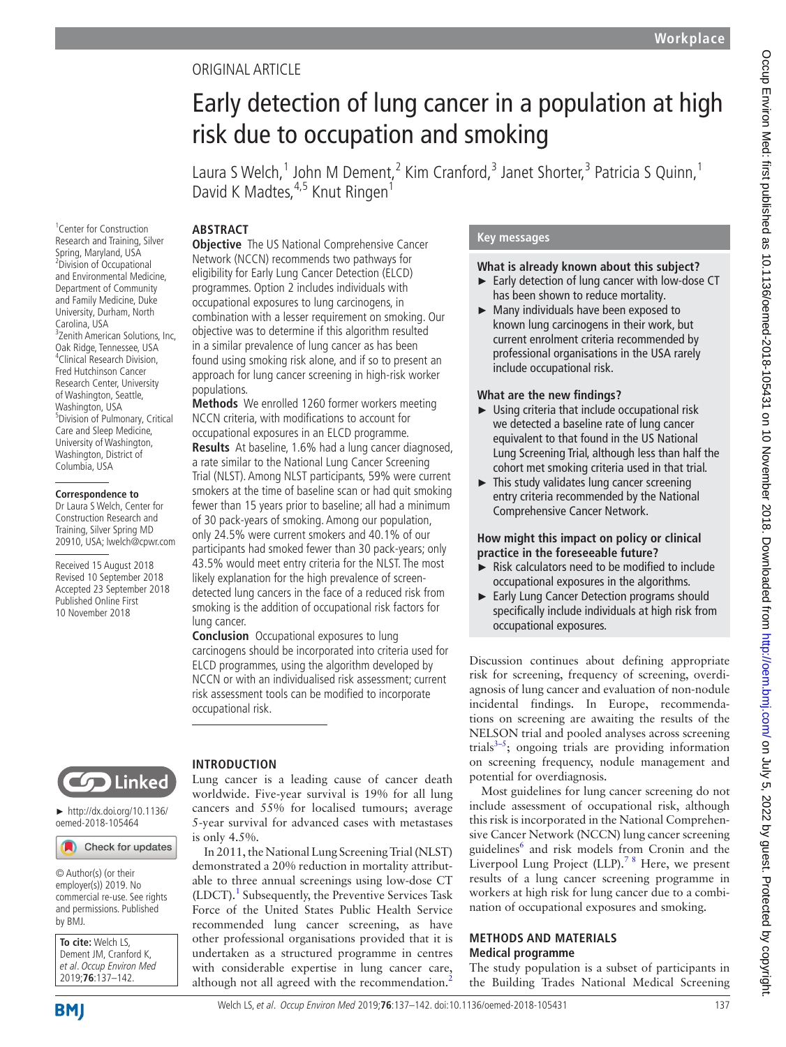ORIGINAL ARTICLE

# Early detection of lung cancer in a population at high risk due to occupation and smoking

Laura S Welch,[1] John M Dement,[2] Kim Cranford,[3] Janet Shorter,[3] Patricia S Quinn,[1] David K Madtes,[4,5] Knut Ringen[1]

[1]Center for Construction Research and Training, Silver Spring, Maryland, USA
[2]Division of Occupational and Environmental Medicine, Department of Community and Family Medicine, Duke University, Durham, North Carolina, USA
[3]Zenith American Solutions, Inc, Oak Ridge, Tennessee, USA
[4]Clinical Research Division, Fred Hutchinson Cancer Research Center, University of Washington, Seattle, Washington, USA
[5]Division of Pulmonary, Critical Care and Sleep Medicine, University of Washington, Washington, District of Columbia, USA

**Correspondence to**
Dr Laura S Welch, Center for Construction Research and Training, Silver Spring MD 20910, USA; lwelch@cpwr.com

Received 15 August 2018
Revised 10 September 2018
Accepted 23 September 2018
Published Online First 10 November 2018

► http://dx.doi.org/10.1136/oemed-2018-105464

© Author(s) (or their employer(s)) 2019. No commercial re-use. See rights and permissions. Published by BMJ.

**To cite:** Welch LS, Dement JM, Cranford K, *et al. Occup Environ Med* 2019;**76**:137–142.

## ABSTRACT

**Objective** The US National Comprehensive Cancer Network (NCCN) recommends two pathways for eligibility for Early Lung Cancer Detection (ELCD) programmes. Option 2 includes individuals with occupational exposures to lung carcinogens, in combination with a lesser requirement on smoking. Our objective was to determine if this algorithm resulted in a similar prevalence of lung cancer as has been found using smoking risk alone, and if so to present an approach for lung cancer screening in high-risk worker populations.

**Methods** We enrolled 1260 former workers meeting NCCN criteria, with modifications to account for occupational exposures in an ELCD programme.

**Results** At baseline, 1.6% had a lung cancer diagnosed, a rate similar to the National Lung Cancer Screening Trial (NLST). Among NLST participants, 59% were current smokers at the time of baseline scan or had quit smoking fewer than 15 years prior to baseline; all had a minimum of 30 pack-years of smoking. Among our population, only 24.5% were current smokers and 40.1% of our participants had smoked fewer than 30 pack-years; only 43.5% would meet entry criteria for the NLST. The most likely explanation for the high prevalence of screen-detected lung cancers in the face of a reduced risk from smoking is the addition of occupational risk factors for lung cancer.

**Conclusion** Occupational exposures to lung carcinogens should be incorporated into criteria used for ELCD programmes, using the algorithm developed by NCCN or with an individualised risk assessment; current risk assessment tools can be modified to incorporate occupational risk.

## Key messages

### What is already known about this subject?

- ► Early detection of lung cancer with low-dose CT has been shown to reduce mortality.
- ► Many individuals have been exposed to known lung carcinogens in their work, but current enrolment criteria recommended by professional organisations in the USA rarely include occupational risk.

### What are the new findings?

- ► Using criteria that include occupational risk we detected a baseline rate of lung cancer equivalent to that found in the US National Lung Screening Trial, although less than half the cohort met smoking criteria used in that trial.
- ► This study validates lung cancer screening entry criteria recommended by the National Comprehensive Cancer Network.

### How might this impact on policy or clinical practice in the foreseeable future?

- ► Risk calculators need to be modified to include occupational exposures in the algorithms.
- ► Early Lung Cancer Detection programs should specifically include individuals at high risk from occupational exposures.

## INTRODUCTION

Lung cancer is a leading cause of cancer death worldwide. Five-year survival is 19% for all lung cancers and 55% for localised tumours; average 5-year survival for advanced cases with metastases is only 4.5%.

In 2011, the National Lung Screening Trial (NLST) demonstrated a 20% reduction in mortality attributable to three annual screenings using low-dose CT (LDCT).[1] Subsequently, the Preventive Services Task Force of the United States Public Health Service recommended lung cancer screening, as have other professional organisations provided that it is undertaken as a structured programme in centres with considerable expertise in lung cancer care, although not all agreed with the recommendation.[2]

Discussion continues about defining appropriate risk for screening, frequency of screening, overdiagnosis of lung cancer and evaluation of non-nodule incidental findings. In Europe, recommendations on screening are awaiting the results of the NELSON trial and pooled analyses across screening trials[3–5]; ongoing trials are providing information on screening frequency, nodule management and potential for overdiagnosis.

Most guidelines for lung cancer screening do not include assessment of occupational risk, although this risk is incorporated in the National Comprehensive Cancer Network (NCCN) lung cancer screening guidelines[6] and risk models from Cronin and the Liverpool Lung Project (LLP).[7,8] Here, we present results of a lung cancer screening programme in workers at high risk for lung cancer due to a combination of occupational exposures and smoking.

## METHODS AND MATERIALS

### Medical programme

The study population is a subset of participants in the Building Trades National Medical Screening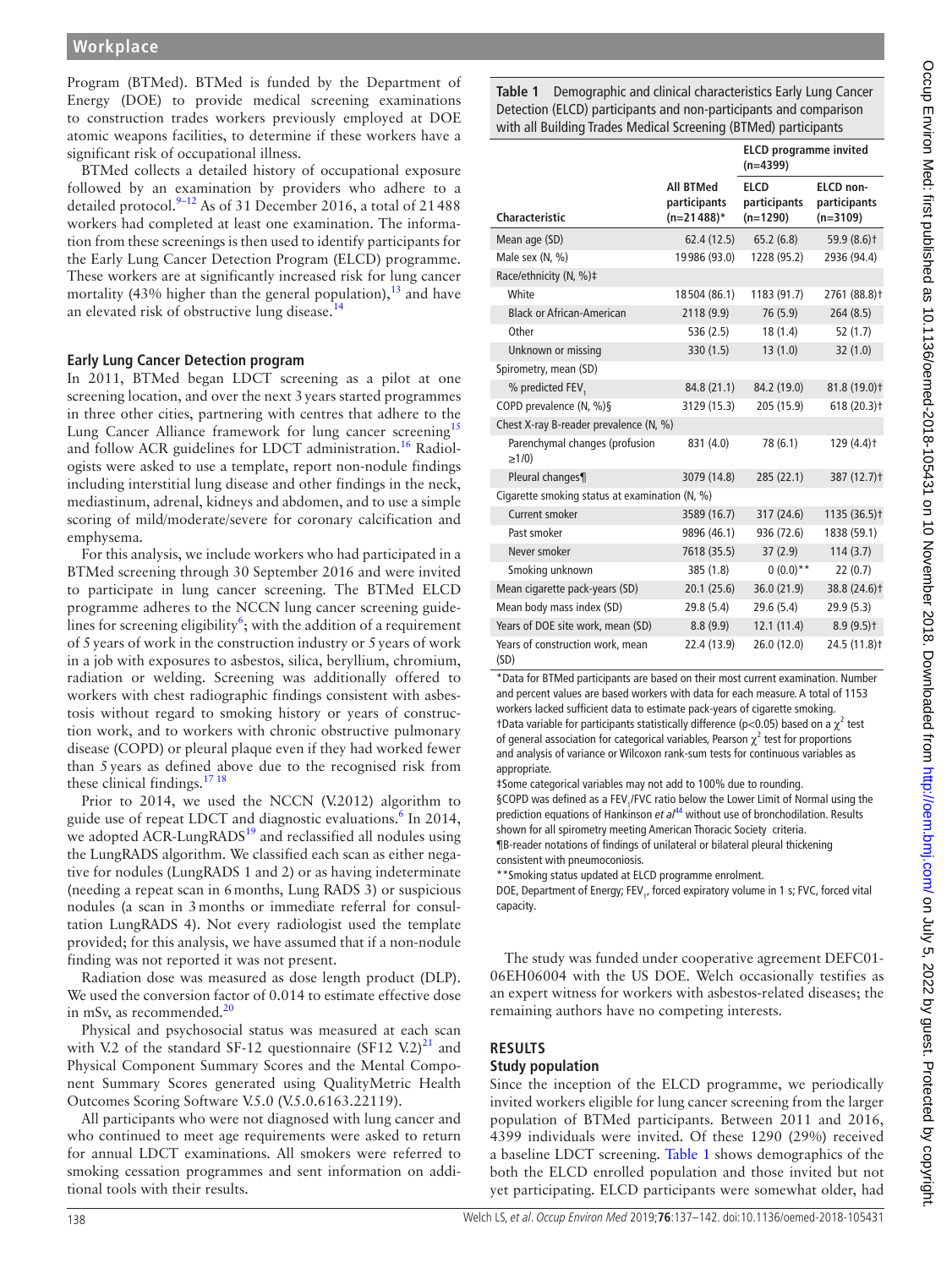Program (BTMed). BTMed is funded by the Department of Energy (DOE) to provide medical screening examinations to construction trades workers previously employed at DOE atomic weapons facilities, to determine if these workers have a significant risk of occupational illness.

BTMed collects a detailed history of occupational exposure followed by an examination by providers who adhere to a detailed protocol.[9–12] As of 31 December 2016, a total of 21 488 workers had completed at least one examination. The information from these screenings is then used to identify participants for the Early Lung Cancer Detection Program (ELCD) programme. These workers are at significantly increased risk for lung cancer mortality (43% higher than the general population),[13] and have an elevated risk of obstructive lung disease.[14]

### Early Lung Cancer Detection program

In 2011, BTMed began LDCT screening as a pilot at one screening location, and over the next 3 years started programmes in three other cities, partnering with centres that adhere to the Lung Cancer Alliance framework for lung cancer screening[15] and follow ACR guidelines for LDCT administration.[16] Radiologists were asked to use a template, report non-nodule findings including interstitial lung disease and other findings in the neck, mediastinum, adrenal, kidneys and abdomen, and to use a simple scoring of mild/moderate/severe for coronary calcification and emphysema.

For this analysis, we include workers who had participated in a BTMed screening through 30 September 2016 and were invited to participate in lung cancer screening. The BTMed ELCD programme adheres to the NCCN lung cancer screening guidelines for screening eligibility[6]; with the addition of a requirement of 5 years of work in the construction industry or 5 years of work in a job with exposures to asbestos, silica, beryllium, chromium, radiation or welding. Screening was additionally offered to workers with chest radiographic findings consistent with asbestosis without regard to smoking history or years of construction work, and to workers with chronic obstructive pulmonary disease (COPD) or pleural plaque even if they had worked fewer than 5 years as defined above due to the recognised risk from these clinical findings.[17 18]

Prior to 2014, we used the NCCN (V.2012) algorithm to guide use of repeat LDCT and diagnostic evaluations.[6] In 2014, we adopted ACR-LungRADS[19] and reclassified all nodules using the LungRADS algorithm. We classified each scan as either negative for nodules (LungRADS 1 and 2) or as having indeterminate (needing a repeat scan in 6 months, Lung RADS 3) or suspicious nodules (a scan in 3 months or immediate referral for consultation LungRADS 4). Not every radiologist used the template provided; for this analysis, we have assumed that if a non-nodule finding was not reported it was not present.

Radiation dose was measured as dose length product (DLP). We used the conversion factor of 0.014 to estimate effective dose in mSv, as recommended.[20]

Physical and psychosocial status was measured at each scan with V.2 of the standard SF-12 questionnaire (SF12 V.2)[21] and Physical Component Summary Scores and the Mental Component Summary Scores generated using QualityMetric Health Outcomes Scoring Software V.5.0 (V.5.0.6163.22119).

All participants who were not diagnosed with lung cancer and who continued to meet age requirements were asked to return for annual LDCT examinations. All smokers were referred to smoking cessation programmes and sent information on additional tools with their results.

**Table 1** Demographic and clinical characteristics Early Lung Cancer Detection (ELCD) participants and non-participants and comparison with all Building Trades Medical Screening (BTMed) participants

| | | ELCD programme invited (n=4399) | |
|---|---|---|---|
| **Characteristic** | **All BTMed participants (n=21 488)*** | **ELCD participants (n=1290)** | **ELCD non-participants (n=3109)** |
| Mean age (SD) | 62.4 (12.5) | 65.2 (6.8) | 59.9 (8.6)† |
| Male sex (N, %) | 19 986 (93.0) | 1228 (95.2) | 2936 (94.4) |
| Race/ethnicity (N, %)‡ | | | |
| White | 18 504 (86.1) | 1183 (91.7) | 2761 (88.8)† |
| Black or African-American | 2118 (9.9) | 76 (5.9) | 264 (8.5) |
| Other | 536 (2.5) | 18 (1.4) | 52 (1.7) |
| Unknown or missing | 330 (1.5) | 13 (1.0) | 32 (1.0) |
| Spirometry, mean (SD) | | | |
| % predicted $FEV_1$ | 84.8 (21.1) | 84.2 (19.0) | 81.8 (19.0)† |
| COPD prevalence (N, %)§ | 3129 (15.3) | 205 (15.9) | 618 (20.3)† |
| Chest X-ray B-reader prevalence (N, %) | | | |
| Parenchymal changes (profusion ≥1/0) | 831 (4.0) | 78 (6.1) | 129 (4.4)† |
| Pleural changes¶ | 3079 (14.8) | 285 (22.1) | 387 (12.7)† |
| Cigarette smoking status at examination (N, %) | | | |
| Current smoker | 3589 (16.7) | 317 (24.6) | 1135 (36.5)† |
| Past smoker | 9896 (46.1) | 936 (72.6) | 1838 (59.1) |
| Never smoker | 7618 (35.5) | 37 (2.9) | 114 (3.7) |
| Smoking unknown | 385 (1.8) | 0 (0.0)** | 22 (0.7) |
| Mean cigarette pack-years (SD) | 20.1 (25.6) | 36.0 (21.9) | 38.8 (24.6)† |
| Mean body mass index (SD) | 29.8 (5.4) | 29.6 (5.4) | 29.9 (5.3) |
| Years of DOE site work, mean (SD) | 8.8 (9.9) | 12.1 (11.4) | 8.9 (9.5)† |
| Years of construction work, mean (SD) | 22.4 (13.9) | 26.0 (12.0) | 24.5 (11.8)† |

*Data for BTMed participants are based on their most current examination. Number and percent values are based workers with data for each measure. A total of 1153 workers lacked sufficient data to estimate pack-years of cigarette smoking.
†Data variable for participants statistically difference ($p<0.05$) based on a $\chi^2$ test of general association for categorical variables, Pearson $\chi^2$ test for proportions and analysis of variance or Wilcoxon rank-sum tests for continuous variables as appropriate.
‡Some categorical variables may not add to 100% due to rounding.
§COPD was defined as a $FEV_1$/FVC ratio below the Lower Limit of Normal using the prediction equations of Hankinson *et al*[44] without use of bronchodilation. Results shown for all spirometry meeting American Thoracic Society criteria.
¶B-reader notations of findings of unilateral or bilateral pleural thickening consistent with pneumoconiosis.
**Smoking status updated at ELCD programme enrolment.
DOE, Department of Energy; $FEV_1$, forced expiratory volume in 1 s; FVC, forced vital capacity.

The study was funded under cooperative agreement DEFC01-06EH06004 with the US DOE. Welch occasionally testifies as an expert witness for workers with asbestos-related diseases; the remaining authors have no competing interests.

## RESULTS

### Study population

Since the inception of the ELCD programme, we periodically invited workers eligible for lung cancer screening from the larger population of BTMed participants. Between 2011 and 2016, 4399 individuals were invited. Of these 1290 (29%) received a baseline LDCT screening. Table 1 shows demographics of the both the ELCD enrolled population and those invited but not yet participating. ELCD participants were somewhat older, had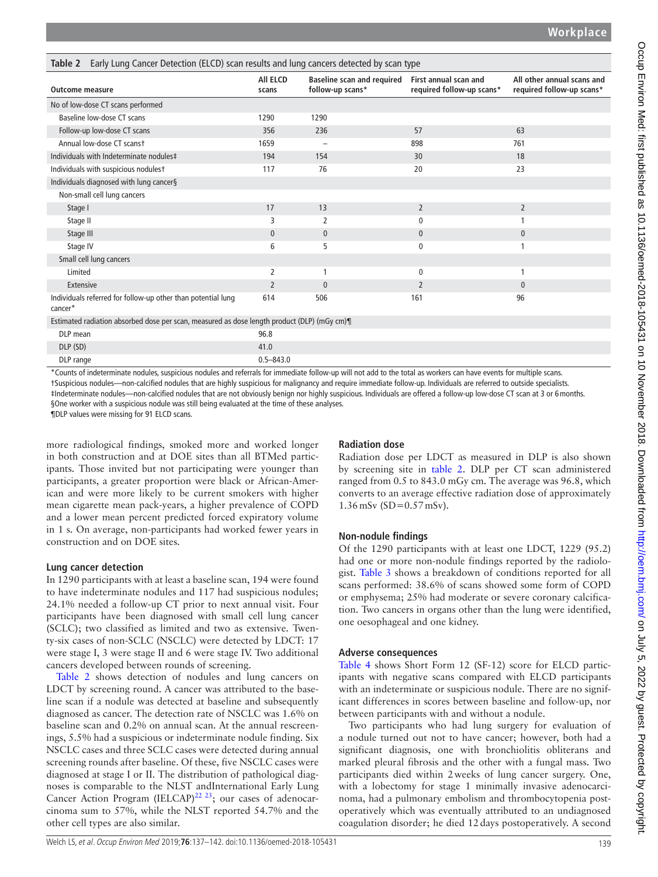**Table 2** Early Lung Cancer Detection (ELCD) scan results and lung cancers detected by scan type

| Outcome measure | All ELCD scans | Baseline scan and required follow-up scans* | First annual scan and required follow-up scans* | All other annual scans and required follow-up scans* |
|---|---|---|---|---|
| No of low-dose CT scans performed | | | | |
| Baseline low-dose CT scans | 1290 | 1290 | | |
| Follow-up low-dose CT scans | 356 | 236 | 57 | 63 |
| Annual low-dose CT scans† | 1659 | – | 898 | 761 |
| Individuals with Indeterminate nodules‡ | 194 | 154 | 30 | 18 |
| Individuals with suspicious nodules† | 117 | 76 | 20 | 23 |
| Individuals diagnosed with lung cancer§ | | | | |
| Non-small cell lung cancers | | | | |
| Stage I | 17 | 13 | 2 | 2 |
| Stage II | 3 | 2 | 0 | 1 |
| Stage III | 0 | 0 | 0 | 0 |
| Stage IV | 6 | 5 | 0 | 1 |
| Small cell lung cancers | | | | |
| Limited | 2 | 1 | 0 | 1 |
| Extensive | 2 | 0 | 2 | 0 |
| Individuals referred for follow-up other than potential lung cancer* | 614 | 506 | 161 | 96 |
| Estimated radiation absorbed dose per scan, measured as dose length product (DLP) (mGy cm)¶ | | | | |
| DLP mean | 96.8 | | | |
| DLP (SD) | 41.0 | | | |
| DLP range | 0.5–843.0 | | | |

*Counts of indeterminate nodules, suspicious nodules and referrals for immediate follow-up will not add to the total as workers can have events for multiple scans.
†Suspicious nodules—non-calcified nodules that are highly suspicious for malignancy and require immediate follow-up. Individuals are referred to outside specialists.
‡Indeterminate nodules—non-calcified nodules that are not obviously benign nor highly suspicious. Individuals are offered a follow-up low-dose CT scan at 3 or 6 months.
§One worker with a suspicious nodule was still being evaluated at the time of these analyses.
¶DLP values were missing for 91 ELCD scans.

more radiological findings, smoked more and worked longer in both construction and at DOE sites than all BTMed participants. Those invited but not participating were younger than participants, a greater proportion were black or African-American and were more likely to be current smokers with higher mean cigarette mean pack-years, a higher prevalence of COPD and a lower mean percent predicted forced expiratory volume in 1 s. On average, non-participants had worked fewer years in construction and on DOE sites.

### Lung cancer detection

In 1290 participants with at least a baseline scan, 194 were found to have indeterminate nodules and 117 had suspicious nodules; 24.1% needed a follow-up CT prior to next annual visit. Four participants have been diagnosed with small cell lung cancer (SCLC); two classified as limited and two as extensive. Twenty-six cases of non-SCLC (NSCLC) were detected by LDCT: 17 were stage I, 3 were stage II and 6 were stage IV. Two additional cancers developed between rounds of screening.

Table 2 shows detection of nodules and lung cancers on LDCT by screening round. A cancer was attributed to the baseline scan if a nodule was detected at baseline and subsequently diagnosed as cancer. The detection rate of NSCLC was 1.6% on baseline scan and 0.2% on annual scan. At the annual rescreenings, 5.5% had a suspicious or indeterminate nodule finding. Six NSCLC cases and three SCLC cases were detected during annual screening rounds after baseline. Of these, five NSCLC cases were diagnosed at stage I or II. The distribution of pathological diagnoses is comparable to the NLST andInternational Early Lung Cancer Action Program (IELCAP)[22 23]; our cases of adenocarcinoma sum to 57%, while the NLST reported 54.7% and the other cell types are also similar.

### Radiation dose

Radiation dose per LDCT as measured in DLP is also shown by screening site in table 2. DLP per CT scan administered ranged from 0.5 to 843.0 mGy cm. The average was 96.8, which converts to an average effective radiation dose of approximately 1.36 mSv (SD=0.57 mSv).

### Non-nodule findings

Of the 1290 participants with at least one LDCT, 1229 (95.2) had one or more non-nodule findings reported by the radiologist. Table 3 shows a breakdown of conditions reported for all scans performed: 38.6% of scans showed some form of COPD or emphysema; 25% had moderate or severe coronary calcification. Two cancers in organs other than the lung were identified, one oesophageal and one kidney.

### Adverse consequences

Table 4 shows Short Form 12 (SF-12) score for ELCD participants with negative scans compared with ELCD participants with an indeterminate or suspicious nodule. There are no significant differences in scores between baseline and follow-up, nor between participants with and without a nodule.

Two participants who had lung surgery for evaluation of a nodule turned out not to have cancer; however, both had a significant diagnosis, one with bronchiolitis obliterans and marked pleural fibrosis and the other with a fungal mass. Two participants died within 2 weeks of lung cancer surgery. One, with a lobectomy for stage 1 minimally invasive adenocarcinoma, had a pulmonary embolism and thrombocytopenia postoperatively which was eventually attributed to an undiagnosed coagulation disorder; he died 12 days postoperatively. A second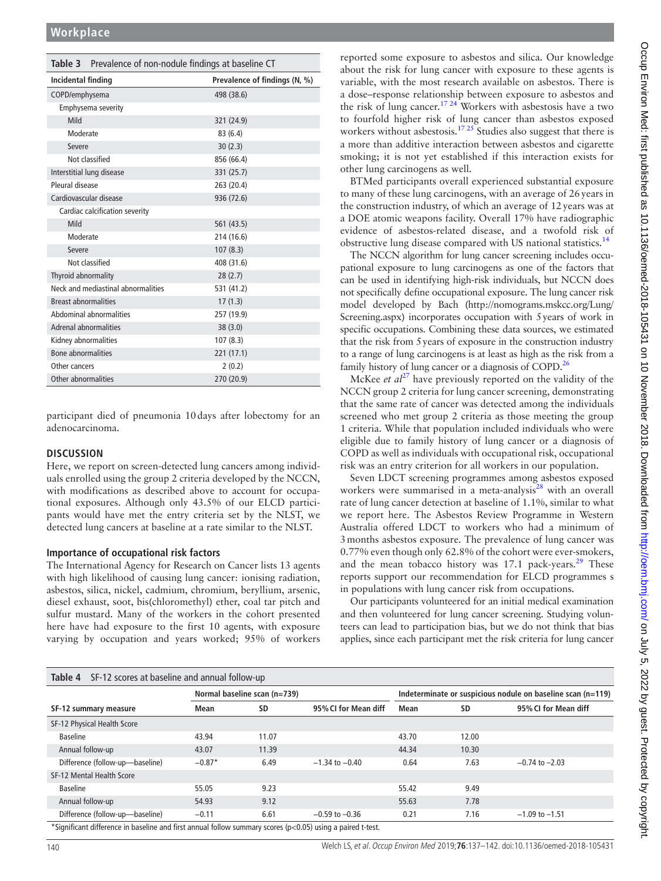**Table 3** Prevalence of non-nodule findings at baseline CT

| Incidental finding | Prevalence of findings (N, %) |
|---|---|
| COPD/emphysema | 498 (38.6) |
| Emphysema severity | |
| Mild | 321 (24.9) |
| Moderate | 83 (6.4) |
| Severe | 30 (2.3) |
| Not classified | 856 (66.4) |
| Interstitial lung disease | 331 (25.7) |
| Pleural disease | 263 (20.4) |
| Cardiovascular disease | 936 (72.6) |
| Cardiac calcification severity | |
| Mild | 561 (43.5) |
| Moderate | 214 (16.6) |
| Severe | 107 (8.3) |
| Not classified | 408 (31.6) |
| Thyroid abnormality | 28 (2.7) |
| Neck and mediastinal abnormalities | 531 (41.2) |
| Breast abnormalities | 17 (1.3) |
| Abdominal abnormalities | 257 (19.9) |
| Adrenal abnormalities | 38 (3.0) |
| Kidney abnormalities | 107 (8.3) |
| Bone abnormalities | 221 (17.1) |
| Other cancers | 2 (0.2) |
| Other abnormalities | 270 (20.9) |

participant died of pneumonia 10 days after lobectomy for an adenocarcinoma.

## DISCUSSION

Here, we report on screen-detected lung cancers among individuals enrolled using the group 2 criteria developed by the NCCN, with modifications as described above to account for occupational exposures. Although only 43.5% of our ELCD participants would have met the entry criteria set by the NLST, we detected lung cancers at baseline at a rate similar to the NLST.

### Importance of occupational risk factors

The International Agency for Research on Cancer lists 13 agents with high likelihood of causing lung cancer: ionising radiation, asbestos, silica, nickel, cadmium, chromium, beryllium, arsenic, diesel exhaust, soot, bis(chloromethyl) ether, coal tar pitch and sulfur mustard. Many of the workers in the cohort presented here have had exposure to the first 10 agents, with exposure varying by occupation and years worked; 95% of workers reported some exposure to asbestos and silica. Our knowledge about the risk for lung cancer with exposure to these agents is variable, with the most research available on asbestos. There is a dose–response relationship between exposure to asbestos and the risk of lung cancer.[17 24] Workers with asbestosis have a two to fourfold higher risk of lung cancer than asbestos exposed workers without asbestosis.[17 25] Studies also suggest that there is a more than additive interaction between asbestos and cigarette smoking; it is not yet established if this interaction exists for other lung carcinogens as well.

BTMed participants overall experienced substantial exposure to many of these lung carcinogens, with an average of 26 years in the construction industry, of which an average of 12 years was at a DOE atomic weapons facility. Overall 17% have radiographic evidence of asbestos-related disease, and a twofold risk of obstructive lung disease compared with US national statistics.[14]

The NCCN algorithm for lung cancer screening includes occupational exposure to lung carcinogens as one of the factors that can be used in identifying high-risk individuals, but NCCN does not specifically define occupational exposure. The lung cancer risk model developed by Bach (http://nomograms.mskcc.org/Lung/Screening.aspx) incorporates occupation with 5 years of work in specific occupations. Combining these data sources, we estimated that the risk from 5 years of exposure in the construction industry to a range of lung carcinogens is at least as high as the risk from a family history of lung cancer or a diagnosis of COPD.[26]

McKee *et al*[27] have previously reported on the validity of the NCCN group 2 criteria for lung cancer screening, demonstrating that the same rate of cancer was detected among the individuals screened who met group 2 criteria as those meeting the group 1 criteria. While that population included individuals who were eligible due to family history of lung cancer or a diagnosis of COPD as well as individuals with occupational risk, occupational risk was an entry criterion for all workers in our population.

Seven LDCT screening programmes among asbestos exposed workers were summarised in a meta-analysis[28] with an overall rate of lung cancer detection at baseline of 1.1%, similar to what we report here. The Asbestos Review Programme in Western Australia offered LDCT to workers who had a minimum of 3 months asbestos exposure. The prevalence of lung cancer was 0.77% even though only 62.8% of the cohort were ever-smokers, and the mean tobacco history was 17.1 pack-years.[29] These reports support our recommendation for ELCD programmes s in populations with lung cancer risk from occupations.

Our participants volunteered for an initial medical examination and then volunteered for lung cancer screening. Studying volunteers can lead to participation bias, but we do not think that bias applies, since each participant met the risk criteria for lung cancer

**Table 4** SF-12 scores at baseline and annual follow-up

| | Normal baseline scan (n=739) | | | Indeterminate or suspicious nodule on baseline scan (n=119) | | |
|---|---|---|---|---|---|---|
| SF-12 summary measure | Mean | SD | 95% CI for Mean diff | Mean | SD | 95% CI for Mean diff |
| SF-12 Physical Health Score | | | | | | |
| Baseline | 43.94 | 11.07 | | 43.70 | 12.00 | |
| Annual follow-up | 43.07 | 11.39 | | 44.34 | 10.30 | |
| Difference (follow-up—baseline) | −0.87* | 6.49 | −1.34 to −0.40 | 0.64 | 7.63 | −0.74 to −2.03 |
| SF-12 Mental Health Score | | | | | | |
| Baseline | 55.05 | 9.23 | | 55.42 | 9.49 | |
| Annual follow-up | 54.93 | 9.12 | | 55.63 | 7.78 | |
| Difference (follow-up—baseline) | −0.11 | 6.61 | −0.59 to −0.36 | 0.21 | 7.16 | −1.09 to −1.51 |

*Significant difference in baseline and first annual follow summary scores ($p<0.05$) using a paired t-test.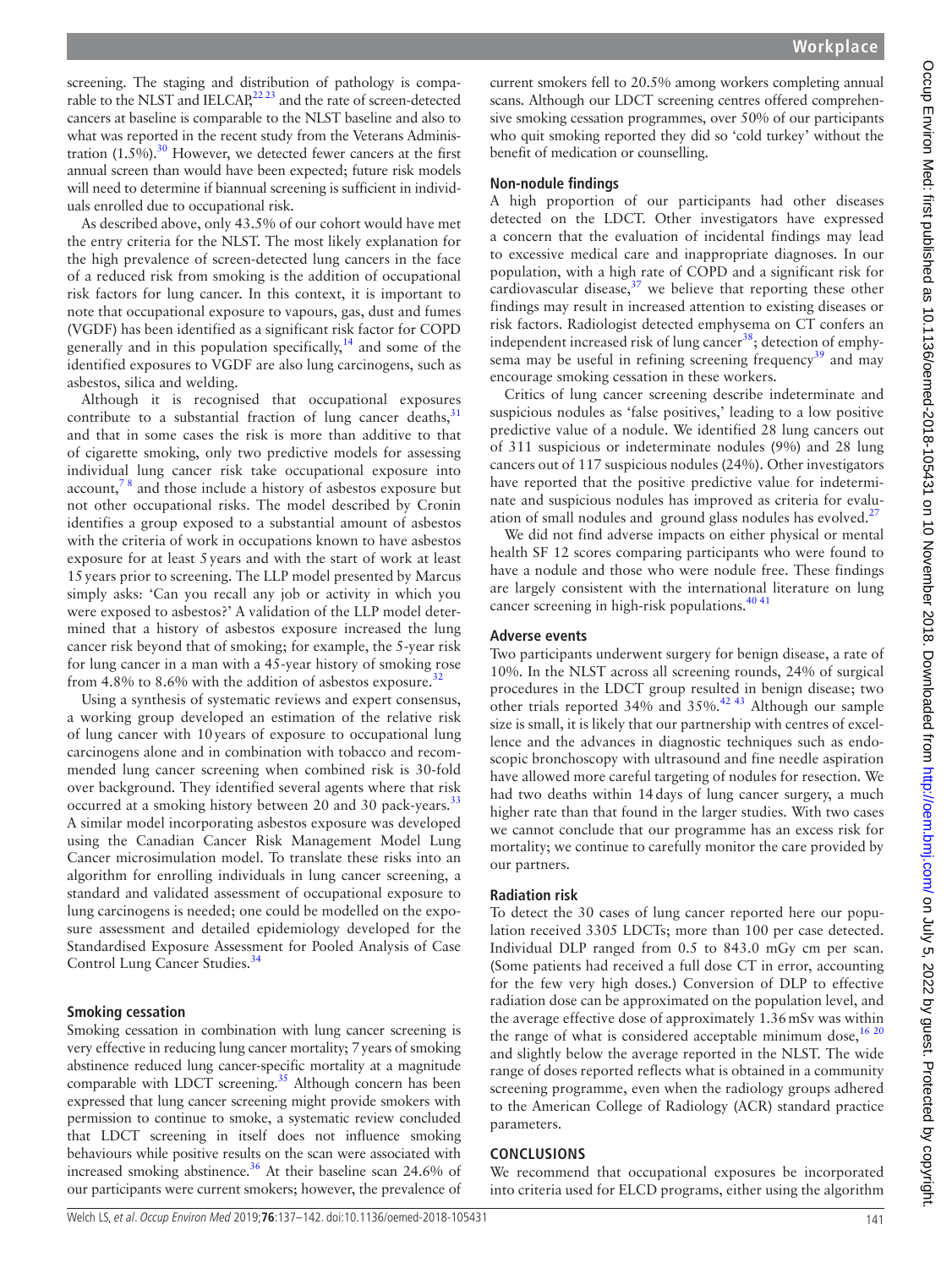screening. The staging and distribution of pathology is comparable to the NLST and IELCAP,[22 23] and the rate of screen-detected cancers at baseline is comparable to the NLST baseline and also to what was reported in the recent study from the Veterans Administration (1.5%).[30] However, we detected fewer cancers at the first annual screen than would have been expected; future risk models will need to determine if biannual screening is sufficient in individuals enrolled due to occupational risk.

As described above, only 43.5% of our cohort would have met the entry criteria for the NLST. The most likely explanation for the high prevalence of screen-detected lung cancers in the face of a reduced risk from smoking is the addition of occupational risk factors for lung cancer. In this context, it is important to note that occupational exposure to vapours, gas, dust and fumes (VGDF) has been identified as a significant risk factor for COPD generally and in this population specifically,[14] and some of the identified exposures to VGDF are also lung carcinogens, such as asbestos, silica and welding.

Although it is recognised that occupational exposures contribute to a substantial fraction of lung cancer deaths,[31] and that in some cases the risk is more than additive to that of cigarette smoking, only two predictive models for assessing individual lung cancer risk take occupational exposure into account,[7 8] and those include a history of asbestos exposure but not other occupational risks. The model described by Cronin identifies a group exposed to a substantial amount of asbestos with the criteria of work in occupations known to have asbestos exposure for at least 5 years and with the start of work at least 15 years prior to screening. The LLP model presented by Marcus simply asks: 'Can you recall any job or activity in which you were exposed to asbestos?' A validation of the LLP model determined that a history of asbestos exposure increased the lung cancer risk beyond that of smoking; for example, the 5-year risk for lung cancer in a man with a 45-year history of smoking rose from 4.8% to 8.6% with the addition of asbestos exposure.[32]

Using a synthesis of systematic reviews and expert consensus, a working group developed an estimation of the relative risk of lung cancer with 10 years of exposure to occupational lung carcinogens alone and in combination with tobacco and recommended lung cancer screening when combined risk is 30-fold over background. They identified several agents where that risk occurred at a smoking history between 20 and 30 pack-years.[33] A similar model incorporating asbestos exposure was developed using the Canadian Cancer Risk Management Model Lung Cancer microsimulation model. To translate these risks into an algorithm for enrolling individuals in lung cancer screening, a standard and validated assessment of occupational exposure to lung carcinogens is needed; one could be modelled on the exposure assessment and detailed epidemiology developed for the Standardised Exposure Assessment for Pooled Analysis of Case Control Lung Cancer Studies.[34]

### Smoking cessation

Smoking cessation in combination with lung cancer screening is very effective in reducing lung cancer mortality; 7 years of smoking abstinence reduced lung cancer-specific mortality at a magnitude comparable with LDCT screening.[35] Although concern has been expressed that lung cancer screening might provide smokers with permission to continue to smoke, a systematic review concluded that LDCT screening in itself does not influence smoking behaviours while positive results on the scan were associated with increased smoking abstinence.[36] At their baseline scan 24.6% of our participants were current smokers; however, the prevalence of current smokers fell to 20.5% among workers completing annual scans. Although our LDCT screening centres offered comprehensive smoking cessation programmes, over 50% of our participants who quit smoking reported they did so 'cold turkey' without the benefit of medication or counselling.

### Non-nodule findings

A high proportion of our participants had other diseases detected on the LDCT. Other investigators have expressed a concern that the evaluation of incidental findings may lead to excessive medical care and inappropriate diagnoses. In our population, with a high rate of COPD and a significant risk for cardiovascular disease,[37] we believe that reporting these other findings may result in increased attention to existing diseases or risk factors. Radiologist detected emphysema on CT confers an independent increased risk of lung cancer[38]; detection of emphysema may be useful in refining screening frequency[39] and may encourage smoking cessation in these workers.

Critics of lung cancer screening describe indeterminate and suspicious nodules as 'false positives,' leading to a low positive predictive value of a nodule. We identified 28 lung cancers out of 311 suspicious or indeterminate nodules (9%) and 28 lung cancers out of 117 suspicious nodules (24%). Other investigators have reported that the positive predictive value for indeterminate and suspicious nodules has improved as criteria for evaluation of small nodules and ground glass nodules has evolved.[27]

We did not find adverse impacts on either physical or mental health SF 12 scores comparing participants who were found to have a nodule and those who were nodule free. These findings are largely consistent with the international literature on lung cancer screening in high-risk populations.[40 41]

### Adverse events

Two participants underwent surgery for benign disease, a rate of 10%. In the NLST across all screening rounds, 24% of surgical procedures in the LDCT group resulted in benign disease; two other trials reported 34% and 35%.[42 43] Although our sample size is small, it is likely that our partnership with centres of excellence and the advances in diagnostic techniques such as endoscopic bronchoscopy with ultrasound and fine needle aspiration have allowed more careful targeting of nodules for resection. We had two deaths within 14 days of lung cancer surgery, a much higher rate than that found in the larger studies. With two cases we cannot conclude that our programme has an excess risk for mortality; we continue to carefully monitor the care provided by our partners.

### Radiation risk

To detect the 30 cases of lung cancer reported here our population received 3305 LDCTs; more than 100 per case detected. Individual DLP ranged from 0.5 to 843.0 mGy cm per scan. (Some patients had received a full dose CT in error, accounting for the few very high doses.) Conversion of DLP to effective radiation dose can be approximated on the population level, and the average effective dose of approximately 1.36 mSv was within the range of what is considered acceptable minimum dose,[16 20] and slightly below the average reported in the NLST. The wide range of doses reported reflects what is obtained in a community screening programme, even when the radiology groups adhered to the American College of Radiology (ACR) standard practice parameters.

## CONCLUSIONS

We recommend that occupational exposures be incorporated into criteria used for ELCD programs, either using the algorithm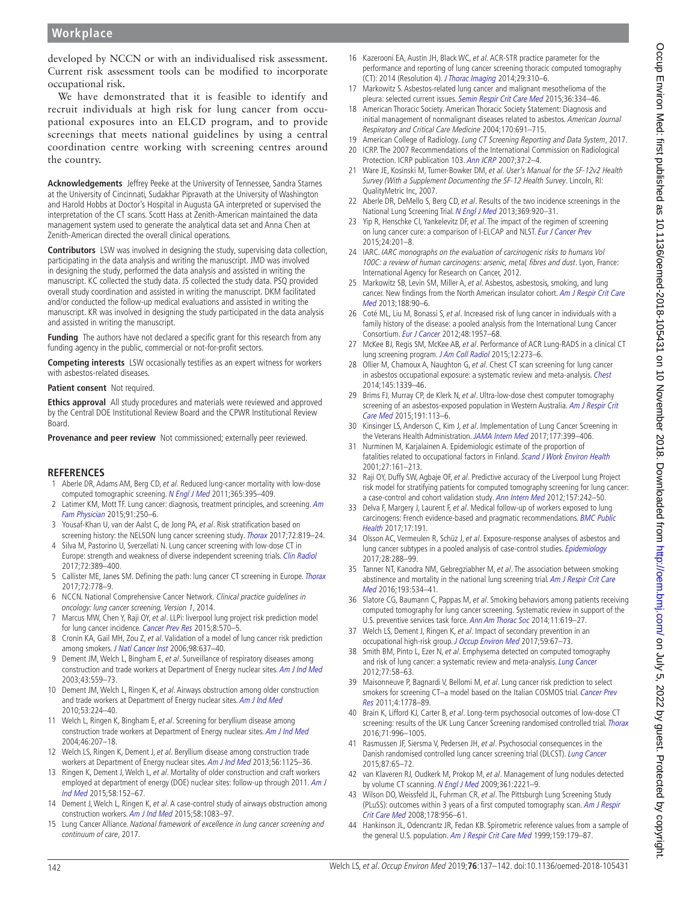developed by NCCN or with an individualised risk assessment. Current risk assessment tools can be modified to incorporate occupational risk.

We have demonstrated that it is feasible to identify and recruit individuals at high risk for lung cancer from occupational exposures into an ELCD program, and to provide screenings that meets national guidelines by using a central coordination centre working with screening centres around the country.

**Acknowledgements** Jeffrey Peeke at the University of Tennessee, Sandra Starnes at the University of Cincinnati, Sudakhar Pipravath at the University of Washington and Harold Hobbs at Doctor's Hospital in Augusta GA interpreted or supervised the interpretation of the CT scans. Scott Hass at Zenith-American maintained the data management system used to generate the analytical data set and Anna Chen at Zenith-American directed the overall clinical operations.

**Contributors** LSW was involved in designing the study, supervising data collection, participating in the data analysis and writing the manuscript. JMD was involved in designing the study, performed the data analysis and assisted in writing the manuscript. KC collected the study data. JS collected the study data. PSQ provided overall study coordination and assisted in writing the manuscript. DKM facilitated and/or conducted the follow-up medical evaluations and assisted in writing the manuscript. KR was involved in designing the study participated in the data analysis and assisted in writing the manuscript.

**Funding** The authors have not declared a specific grant for this research from any funding agency in the public, commercial or not-for-profit sectors.

**Competing interests** LSW occasionally testifies as an expert witness for workers with asbestos-related diseases.

**Patient consent** Not required.

**Ethics approval** All study procedures and materials were reviewed and approved by the Central DOE Institutional Review Board and the CPWR Institutional Review Board.

**Provenance and peer review** Not commissioned; externally peer reviewed.

## REFERENCES

1. Aberle DR, Adams AM, Berg CD, *et al*. Reduced lung-cancer mortality with low-dose computed tomographic screening. *N Engl J Med* 2011;365:395–409.
2. Latimer KM, Mott TF. Lung cancer: diagnosis, treatment principles, and screening. *Am Fam Physician* 2015;91:250–6.
3. Yousaf-Khan U, van der Aalst C, de Jong PA, *et al*. Risk stratification based on screening history: the NELSON lung cancer screening study. *Thorax* 2017;72:819–24.
4. Silva M, Pastorino U, Sverzellati N. Lung cancer screening with low-dose CT in Europe: strength and weakness of diverse independent screening trials. *Clin Radiol* 2017;72:389–400.
5. Callister ME, Janes SM. Defining the path: lung cancer CT screening in Europe. *Thorax* 2017;72:778–9.
6. NCCN. National Comprehensive Cancer Network. *Clinical practice guidelines in oncology: lung cancer screening, Version 1*, 2014.
7. Marcus MW, Chen Y, Raji OY, *et al*. LLPi: liverpool lung project risk prediction model for lung cancer incidence. *Cancer Prev Res* 2015;8:570–5.
8. Cronin KA, Gail MH, Zou Z, *et al*. Validation of a model of lung cancer risk prediction among smokers. *J Natl Cancer Inst* 2006;98:637–40.
9. Dement JM, Welch L, Bingham E, *et al*. Surveillance of respiratory diseases among construction and trade workers at Department of Energy nuclear sites. *Am J Ind Med* 2003;43:559–73.
10. Dement JM, Welch L, Ringen K, *et al*. Airways obstruction among older construction and trade workers at Department of Energy nuclear sites. *Am J Ind Med* 2010;53:224–40.
11. Welch L, Ringen K, Bingham E, *et al*. Screening for beryllium disease among construction trade workers at Department of Energy nuclear sites. *Am J Ind Med* 2004;46:207–18.
12. Welch LS, Ringen K, Dement J, *et al*. Beryllium disease among construction trade workers at Department of Energy nuclear sites. *Am J Ind Med* 2013;56:1125–36.
13. Ringen K, Dement J, Welch L, *et al*. Mortality of older construction and craft workers employed at department of energy (DOE) nuclear sites: follow-up through 2011. *Am J Ind Med* 2015;58:152–67.
14. Dement J, Welch L, Ringen K, *et al*. A case-control study of airways obstruction among construction workers. *Am J Ind Med* 2015;58:1083–97.
15. Lung Cancer Alliance. *National framework of excellence in lung cancer screening and continuum of care*, 2017.
16. Kazerooni EA, Austin JH, Black WC, *et al*. ACR-STR practice parameter for the performance and reporting of lung cancer screening thoracic computed tomography (CT): 2014 (Resolution 4). *J Thorac Imaging* 2014;29:310–6.
17. Markowitz S. Asbestos-related lung cancer and malignant mesothelioma of the pleura: selected current issues. *Semin Respir Crit Care Med* 2015;36:334–46.
18. American Thoracic Society. American Thoracic Society Statement: Diagnosis and initial management of nonmalignant diseases related to asbestos. *American Journal Respiratory and Critical Care Medicine* 2004;170:691–715.
19. American College of Radiology. *Lung CT Screening Reporting and Data System*, 2017.
20. ICRP. The 2007 Recommendations of the International Commission on Radiological Protection. ICRP publication 103. *Ann ICRP* 2007;37:2–4.
21. Ware JE, Kosinski M, Turner-Bowker DM, *et al*. *User's Manual for the SF-12v2 Health Survey (With a Supplement Documenting the SF-12 Health Survey*. Lincoln, RI: QualityMetric Inc, 2007.
22. Aberle DR, DeMello S, Berg CD, *et al*. Results of the two incidence screenings in the National Lung Screening Trial. *N Engl J Med* 2013;369:920–31.
23. Yip R, Henschke CI, Yankelevitz DF, *et al*. The impact of the regimen of screening on lung cancer cure: a comparison of I-ELCAP and NLST. *Eur J Cancer Prev* 2015;24:201–8.
24. IARC. *IARC monographs on the evaluation of carcinogenic risks to humans Vol 100C: a review of human carcinogens: arsenic, metal, fibres and dust*. Lyon, France: International Agency for Research on Cancer, 2012.
25. Markowitz SB, Levin SM, Miller A, *et al*. Asbestos, asbestosis, smoking, and lung cancer. New findings from the North American insulator cohort. *Am J Respir Crit Care Med* 2013;188:90–6.
26. Coté ML, Liu M, Bonassi S, *et al*. Increased risk of lung cancer in individuals with a family history of the disease: a pooled analysis from the International Lung Cancer Consortium. *Eur J Cancer* 2012;48:1957–68.
27. McKee BJ, Regis SM, McKee AB, *et al*. Performance of ACR Lung-RADS in a clinical CT lung screening program. *J Am Coll Radiol* 2015;12:273–6.
28. Ollier M, Chamoux A, Naughton G, *et al*. Chest CT scan screening for lung cancer in asbestos occupational exposure: a systematic review and meta-analysis. *Chest* 2014;145:1339–46.
29. Brims FJ, Murray CP, de Klerk N, *et al*. Ultra-low-dose chest computer tomography screening of an asbestos-exposed population in Western Australia. *Am J Respir Crit Care Med* 2015;191:113–6.
30. Kinsinger LS, Anderson C, Kim J, *et al*. Implementation of Lung Cancer Screening in the Veterans Health Administration. *JAMA Intern Med* 2017;177:399–406.
31. Nurminen M, Karjalainen A. Epidemiologic estimate of the proportion of fatalities related to occupational factors in Finland. *Scand J Work Environ Health* 2001;27:161–213.
32. Raji OY, Duffy SW, Agbaje OF, *et al*. Predictive accuracy of the Liverpool Lung Project risk model for stratifying patients for computed tomography screening for lung cancer: a case-control and cohort validation study. *Ann Intern Med* 2012;157:242–50.
33. Delva F, Margery J, Laurent F, *et al*. Medical follow-up of workers exposed to lung carcinogens: French evidence-based and pragmatic recommendations. *BMC Public Health* 2017;17:191.
34. Olsson AC, Vermeulen R, Schüz J, *et al*. Exposure-response analyses of asbestos and lung cancer subtypes in a pooled analysis of case-control studies. *Epidemiology* 2017;28:288–99.
35. Tanner NT, Kanodra NM, Gebregziabher M, *et al*. The association between smoking abstinence and mortality in the national lung screening trial. *Am J Respir Crit Care Med* 2016;193:534–41.
36. Slatore CG, Baumann C, Pappas M, *et al*. Smoking behaviors among patients receiving computed tomography for lung cancer screening. Systematic review in support of the U.S. preventive services task force. *Ann Am Thorac Soc* 2014;11:619–27.
37. Welch LS, Dement J, Ringen K, *et al*. Impact of secondary prevention in an occupational high-risk group. *J Occup Environ Med* 2017;59:67–73.
38. Smith BM, Pinto L, Ezer N, *et al*. Emphysema detected on computed tomography and risk of lung cancer: a systematic review and meta-analysis. *Lung Cancer* 2012;77:58–63.
39. Maisonneuve P, Bagnardi V, Bellomi M, *et al*. Lung cancer risk prediction to select smokers for screening CT–a model based on the Italian COSMOS trial. *Cancer Prev Res* 2011;4:1778–89.
40. Brain K, Lifford KJ, Carter B, *et al*. Long-term psychosocial outcomes of low-dose CT screening: results of the UK Lung Cancer Screening randomised controlled trial. *Thorax* 2016;71:996–1005.
41. Rasmussen JF, Siersma V, Pedersen JH, *et al*. Psychosocial consequences in the Danish randomised controlled lung cancer screening trial (DLCST). *Lung Cancer* 2015;87:65–72.
42. van Klaveren RJ, Oudkerk M, Prokop M, *et al*. Management of lung nodules detected by volume CT scanning. *N Engl J Med* 2009;361:2221–9.
43. Wilson DO, Weissfeld JL, Fuhrman CR, *et al*. The Pittsburgh Lung Screening Study (PLuSS): outcomes within 3 years of a first computed tomography scan. *Am J Respir Crit Care Med* 2008;178:956–61.
44. Hankinson JL, Odencrantz JR, Fedan KB. Spirometric reference values from a sample of the general U.S. population. *Am J Respir Crit Care Med* 1999;159:179–87.